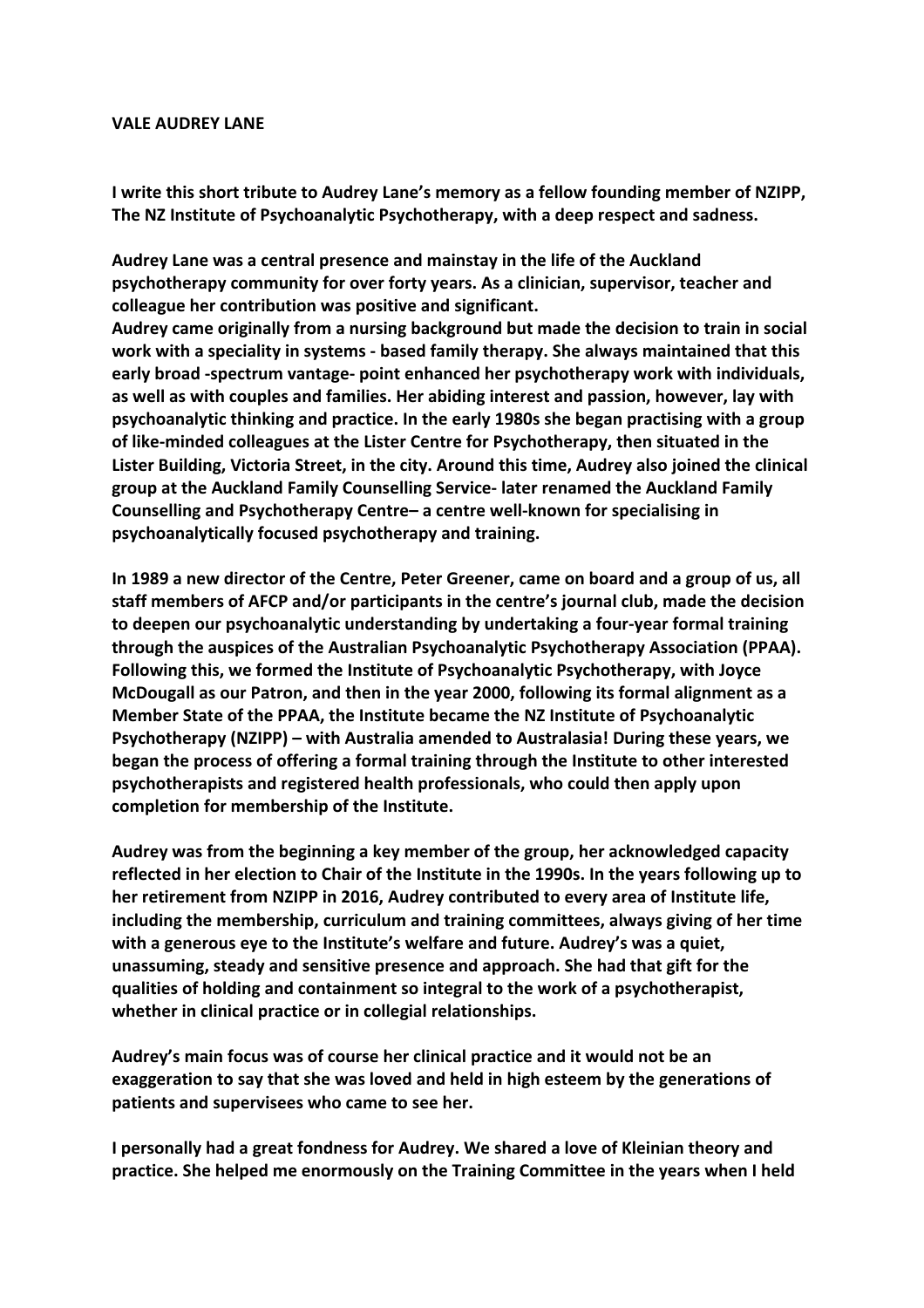**VALE AUDREY LANE**

**I write this short tribute to Audrey Lane's memory as a fellow founding member of NZIPP, The NZ Institute of Psychoanalytic Psychotherapy, with a deep respect and sadness.**

**Audrey Lane was a central presence and mainstay in the life of the Auckland psychotherapy community for over forty years. As a clinician, supervisor, teacher and colleague her contribution was positive and significant.**
**Audrey came originally from a nursing background but made the decision to train in social work with a speciality in systems - based family therapy. She always maintained that this early broad -spectrum vantage- point enhanced her psychotherapy work with individuals, as well as with couples and families. Her abiding interest and passion, however, lay with psychoanalytic thinking and practice. In the early 1980s she began practising with a group of like-minded colleagues at the Lister Centre for Psychotherapy, then situated in the Lister Building, Victoria Street, in the city. Around this time, Audrey also joined the clinical group at the Auckland Family Counselling Service- later renamed the Auckland Family Counselling and Psychotherapy Centre– a centre well-known for specialising in psychoanalytically focused psychotherapy and training.**

**In 1989 a new director of the Centre, Peter Greener, came on board and a group of us, all staff members of AFCP and/or participants in the centre's journal club, made the decision to deepen our psychoanalytic understanding by undertaking a four-year formal training through the auspices of the Australian Psychoanalytic Psychotherapy Association (PPAA). Following this, we formed the Institute of Psychoanalytic Psychotherapy, with Joyce McDougall as our Patron, and then in the year 2000, following its formal alignment as a Member State of the PPAA, the Institute became the NZ Institute of Psychoanalytic Psychotherapy (NZIPP) – with Australia amended to Australasia! During these years, we began the process of offering a formal training through the Institute to other interested psychotherapists and registered health professionals, who could then apply upon completion for membership of the Institute.**

**Audrey was from the beginning a key member of the group, her acknowledged capacity reflected in her election to Chair of the Institute in the 1990s. In the years following up to her retirement from NZIPP in 2016, Audrey contributed to every area of Institute life, including the membership, curriculum and training committees, always giving of her time with a generous eye to the Institute's welfare and future. Audrey's was a quiet, unassuming, steady and sensitive presence and approach. She had that gift for the qualities of holding and containment so integral to the work of a psychotherapist, whether in clinical practice or in collegial relationships.**

**Audrey's main focus was of course her clinical practice and it would not be an exaggeration to say that she was loved and held in high esteem by the generations of patients and supervisees who came to see her.**

**I personally had a great fondness for Audrey. We shared a love of Kleinian theory and practice. She helped me enormously on the Training Committee in the years when I held**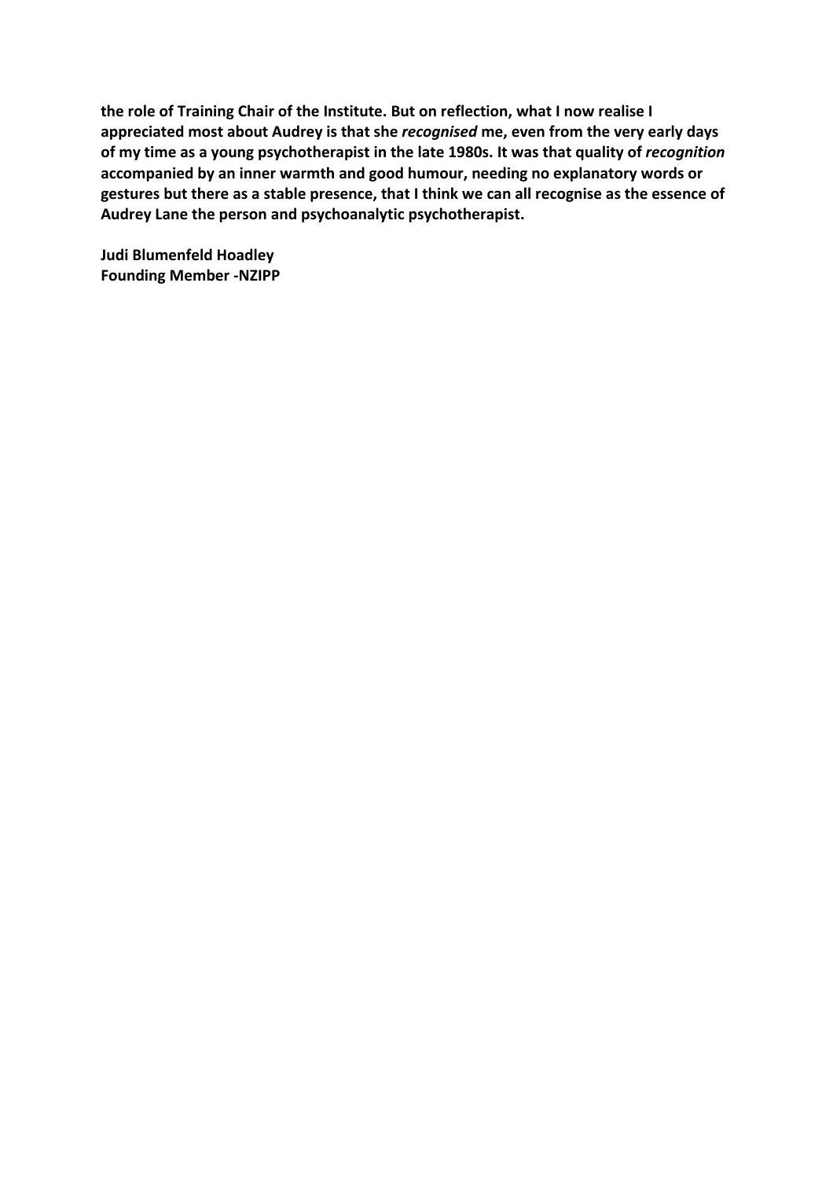**the role of Training Chair of the Institute. But on reflection, what I now realise I appreciated most about Audrey is that she *recognised* me, even from the very early days of my time as a young psychotherapist in the late 1980s. It was that quality of *recognition* accompanied by an inner warmth and good humour, needing no explanatory words or gestures but there as a stable presence, that I think we can all recognise as the essence of Audrey Lane the person and psychoanalytic psychotherapist.**

**Judi Blumenfeld Hoadley**
**Founding Member -NZIPP**